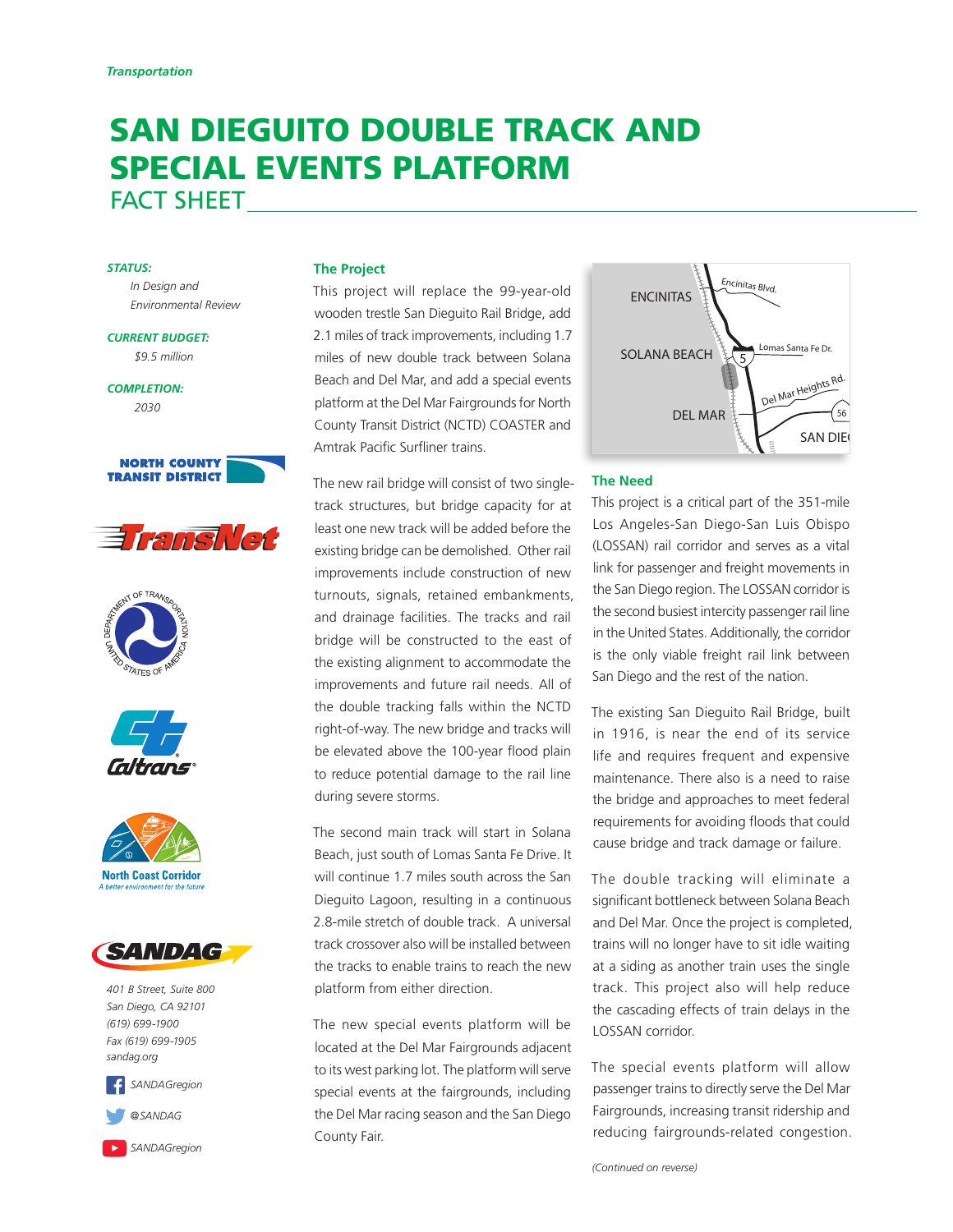*Transportation*

# SAN DIEGUITO DOUBLE TRACK AND SPECIAL EVENTS PLATFORM

## FACT SHEET

***STATUS:***
*In Design and Environmental Review*

***CURRENT BUDGET:***
*$9.5 million*

***COMPLETION:***
*2030*

*401 B Street, Suite 800*
*San Diego, CA 92101*
*(619) 699-1900*
*Fax (619) 699-1905*
*sandag.org*

*SANDAGregion*

*@SANDAG*

*SANDAGregion*

### The Project

This project will replace the 99-year-old wooden trestle San Dieguito Rail Bridge, add 2.1 miles of track improvements, including 1.7 miles of new double track between Solana Beach and Del Mar, and add a special events platform at the Del Mar Fairgrounds for North County Transit District (NCTD) COASTER and Amtrak Pacific Surfliner trains.

The new rail bridge will consist of two single-track structures, but bridge capacity for at least one new track will be added before the existing bridge can be demolished. Other rail improvements include construction of new turnouts, signals, retained embankments, and drainage facilities. The tracks and rail bridge will be constructed to the east of the existing alignment to accommodate the improvements and future rail needs. All of the double tracking falls within the NCTD right-of-way. The new bridge and tracks will be elevated above the 100-year flood plain to reduce potential damage to the rail line during severe storms.

The second main track will start in Solana Beach, just south of Lomas Santa Fe Drive. It will continue 1.7 miles south across the San Dieguito Lagoon, resulting in a continuous 2.8-mile stretch of double track. A universal track crossover also will be installed between the tracks to enable trains to reach the new platform from either direction.

The new special events platform will be located at the Del Mar Fairgrounds adjacent to its west parking lot. The platform will serve special events at the fairgrounds, including the Del Mar racing season and the San Diego County Fair.

### The Need

This project is a critical part of the 351-mile Los Angeles-San Diego-San Luis Obispo (LOSSAN) rail corridor and serves as a vital link for passenger and freight movements in the San Diego region. The LOSSAN corridor is the second busiest intercity passenger rail line in the United States. Additionally, the corridor is the only viable freight rail link between San Diego and the rest of the nation.

The existing San Dieguito Rail Bridge, built in 1916, is near the end of its service life and requires frequent and expensive maintenance. There also is a need to raise the bridge and approaches to meet federal requirements for avoiding floods that could cause bridge and track damage or failure.

The double tracking will eliminate a significant bottleneck between Solana Beach and Del Mar. Once the project is completed, trains will no longer have to sit idle waiting at a siding as another train uses the single track. This project also will help reduce the cascading effects of train delays in the LOSSAN corridor.

The special events platform will allow passenger trains to directly serve the Del Mar Fairgrounds, increasing transit ridership and reducing fairgrounds-related congestion.

*(Continued on reverse)*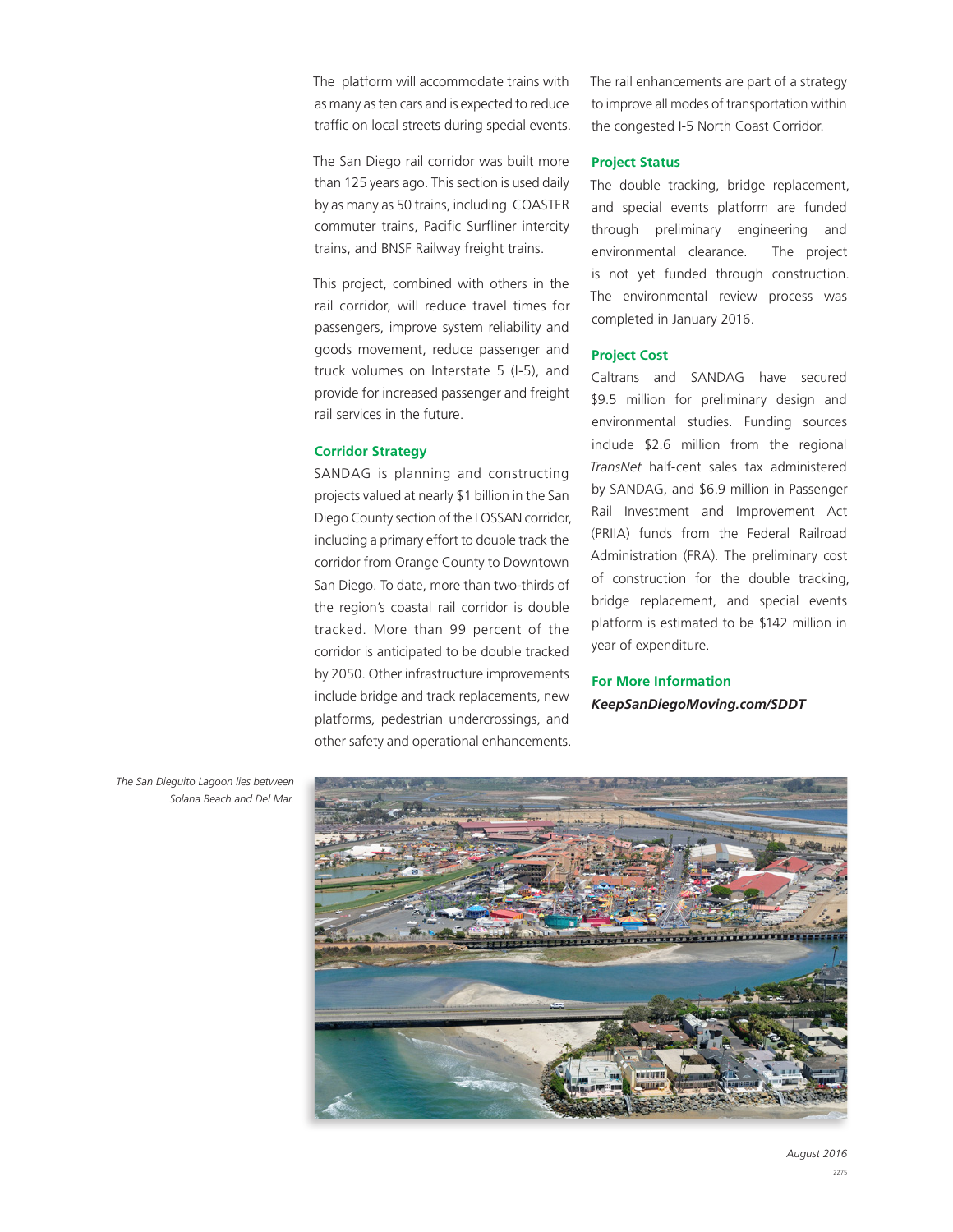The platform will accommodate trains with as many as ten cars and is expected to reduce traffic on local streets during special events.

The San Diego rail corridor was built more than 125 years ago. This section is used daily by as many as 50 trains, including COASTER commuter trains, Pacific Surfliner intercity trains, and BNSF Railway freight trains.

This project, combined with others in the rail corridor, will reduce travel times for passengers, improve system reliability and goods movement, reduce passenger and truck volumes on Interstate 5 (I-5), and provide for increased passenger and freight rail services in the future.

## Corridor Strategy

SANDAG is planning and constructing projects valued at nearly $1 billion in the San Diego County section of the LOSSAN corridor, including a primary effort to double track the corridor from Orange County to Downtown San Diego. To date, more than two-thirds of the region's coastal rail corridor is double tracked. More than 99 percent of the corridor is anticipated to be double tracked by 2050. Other infrastructure improvements include bridge and track replacements, new platforms, pedestrian undercrossings, and other safety and operational enhancements.

The rail enhancements are part of a strategy to improve all modes of transportation within the congested I-5 North Coast Corridor.

## Project Status

The double tracking, bridge replacement, and special events platform are funded through preliminary engineering and environmental clearance. The project is not yet funded through construction. The environmental review process was completed in January 2016.

## Project Cost

Caltrans and SANDAG have secured $9.5 million for preliminary design and environmental studies. Funding sources include $2.6 million from the regional *TransNet* half-cent sales tax administered by SANDAG, and $6.9 million in Passenger Rail Investment and Improvement Act (PRIIA) funds from the Federal Railroad Administration (FRA). The preliminary cost of construction for the double tracking, bridge replacement, and special events platform is estimated to be $142 million in year of expenditure.

## For More Information

***KeepSanDiegoMoving.com/SDDT***

*The San Dieguito Lagoon lies between Solana Beach and Del Mar.*

*August 2016*